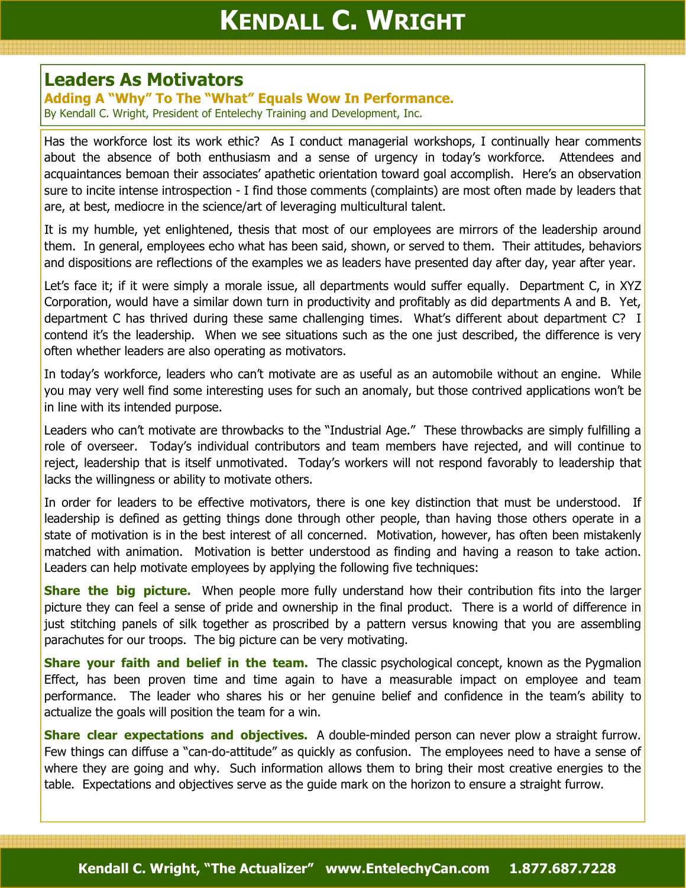# Kendall C. Wright

## Leaders As Motivators

### Adding A "Why" To The "What" Equals Wow In Performance.

By Kendall C. Wright, President of Entelechy Training and Development, Inc.

Has the workforce lost its work ethic? As I conduct managerial workshops, I continually hear comments about the absence of both enthusiasm and a sense of urgency in today's workforce. Attendees and acquaintances bemoan their associates' apathetic orientation toward goal accomplish. Here's an observation sure to incite intense introspection - I find those comments (complaints) are most often made by leaders that are, at best, mediocre in the science/art of leveraging multicultural talent.

It is my humble, yet enlightened, thesis that most of our employees are mirrors of the leadership around them. In general, employees echo what has been said, shown, or served to them. Their attitudes, behaviors and dispositions are reflections of the examples we as leaders have presented day after day, year after year.

Let's face it; if it were simply a morale issue, all departments would suffer equally. Department C, in XYZ Corporation, would have a similar down turn in productivity and profitably as did departments A and B. Yet, department C has thrived during these same challenging times. What's different about department C? I contend it's the leadership. When we see situations such as the one just described, the difference is very often whether leaders are also operating as motivators.

In today's workforce, leaders who can't motivate are as useful as an automobile without an engine. While you may very well find some interesting uses for such an anomaly, but those contrived applications won't be in line with its intended purpose.

Leaders who can't motivate are throwbacks to the "Industrial Age." These throwbacks are simply fulfilling a role of overseer. Today's individual contributors and team members have rejected, and will continue to reject, leadership that is itself unmotivated. Today's workers will not respond favorably to leadership that lacks the willingness or ability to motivate others.

In order for leaders to be effective motivators, there is one key distinction that must be understood. If leadership is defined as getting things done through other people, than having those others operate in a state of motivation is in the best interest of all concerned. Motivation, however, has often been mistakenly matched with animation. Motivation is better understood as finding and having a reason to take action. Leaders can help motivate employees by applying the following five techniques:

**Share the big picture.** When people more fully understand how their contribution fits into the larger picture they can feel a sense of pride and ownership in the final product. There is a world of difference in just stitching panels of silk together as proscribed by a pattern versus knowing that you are assembling parachutes for our troops. The big picture can be very motivating.

**Share your faith and belief in the team.** The classic psychological concept, known as the Pygmalion Effect, has been proven time and time again to have a measurable impact on employee and team performance. The leader who shares his or her genuine belief and confidence in the team's ability to actualize the goals will position the team for a win.

**Share clear expectations and objectives.** A double-minded person can never plow a straight furrow. Few things can diffuse a "can-do-attitude" as quickly as confusion. The employees need to have a sense of where they are going and why. Such information allows them to bring their most creative energies to the table. Expectations and objectives serve as the guide mark on the horizon to ensure a straight furrow.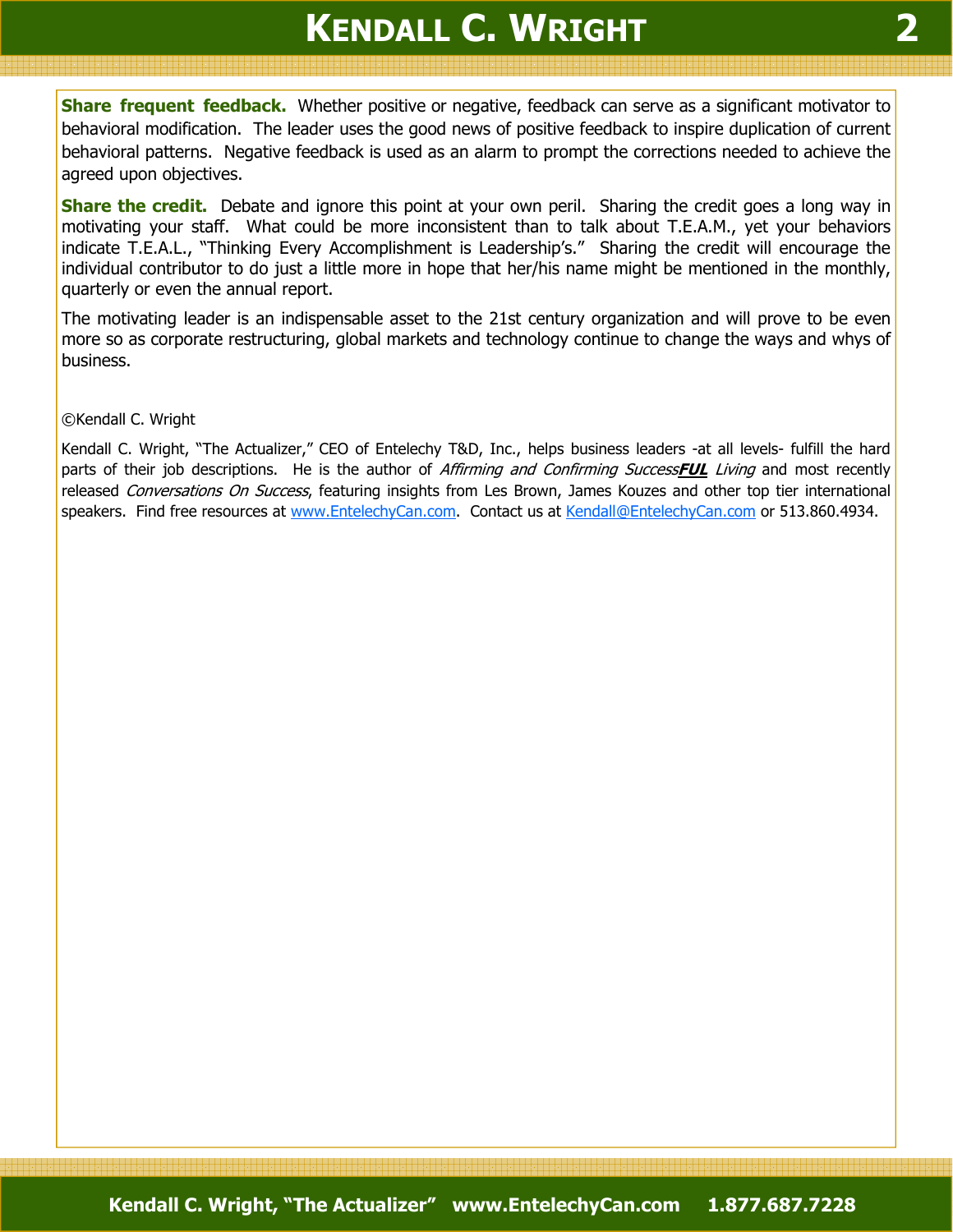**Share frequent feedback.** Whether positive or negative, feedback can serve as a significant motivator to behavioral modification. The leader uses the good news of positive feedback to inspire duplication of current behavioral patterns. Negative feedback is used as an alarm to prompt the corrections needed to achieve the agreed upon objectives.

**Share the credit.** Debate and ignore this point at your own peril. Sharing the credit goes a long way in motivating your staff. What could be more inconsistent than to talk about T.E.A.M., yet your behaviors indicate T.E.A.L., "Thinking Every Accomplishment is Leadership's." Sharing the credit will encourage the individual contributor to do just a little more in hope that her/his name might be mentioned in the monthly, quarterly or even the annual report.

The motivating leader is an indispensable asset to the 21st century organization and will prove to be even more so as corporate restructuring, global markets and technology continue to change the ways and whys of business.

©Kendall C. Wright

Kendall C. Wright, "The Actualizer," CEO of Entelechy T&D, Inc., helps business leaders -at all levels- fulfill the hard parts of their job descriptions. He is the author of *Affirming and Confirming Success**FUL** Living* and most recently released *Conversations On Success*, featuring insights from Les Brown, James Kouzes and other top tier international speakers. Find free resources at www.EntelechyCan.com. Contact us at Kendall@EntelechyCan.com or 513.860.4934.